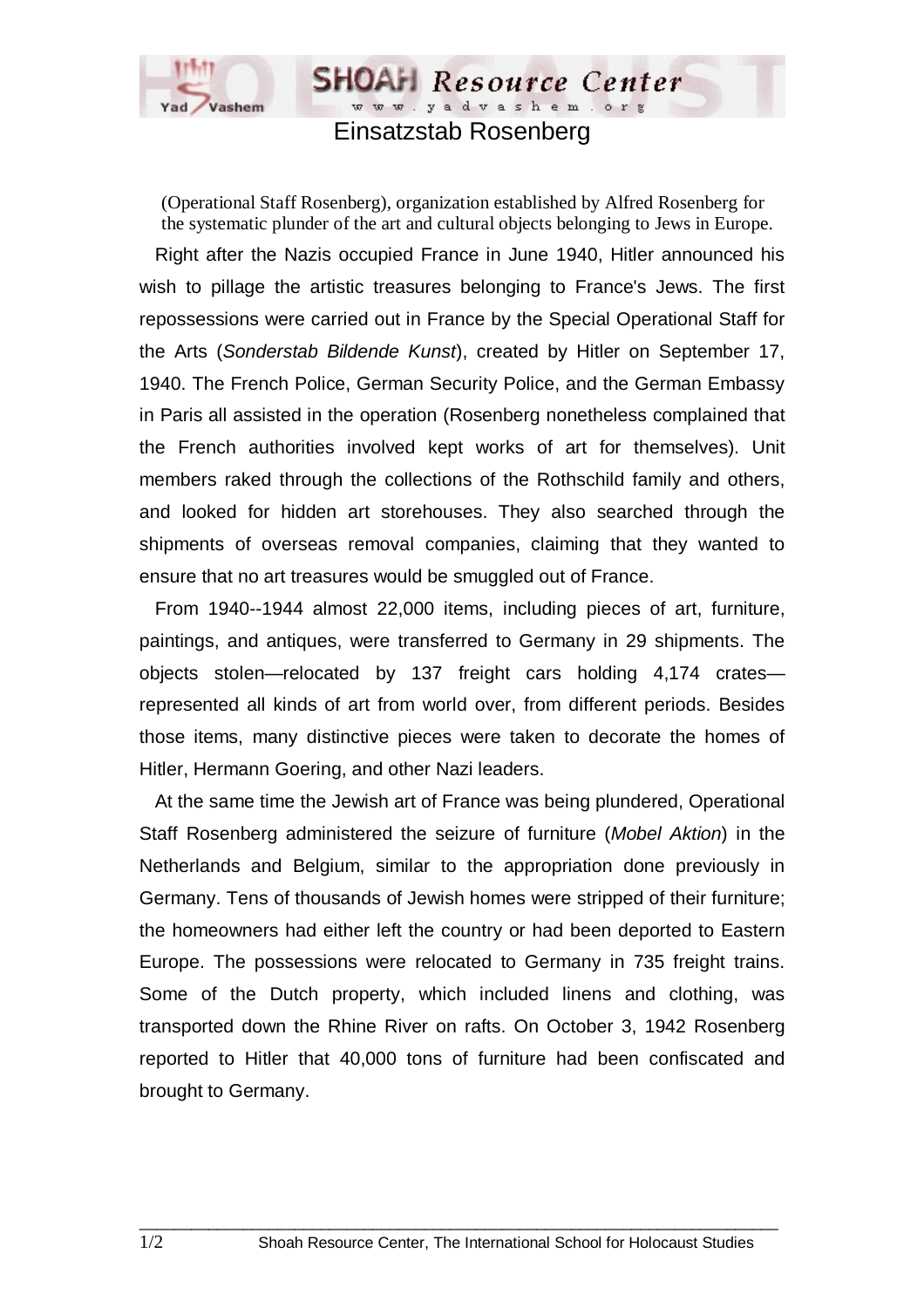# Einsatzstab Rosenberg

(Operational Staff Rosenberg), organization established by Alfred Rosenberg for the systematic plunder of the art and cultural objects belonging to Jews in Europe.

Right after the Nazis occupied France in June 1940, Hitler announced his wish to pillage the artistic treasures belonging to France's Jews. The first repossessions were carried out in France by the Special Operational Staff for the Arts (*Sonderstab Bildende Kunst*), created by Hitler on September 17, 1940. The French Police, German Security Police, and the German Embassy in Paris all assisted in the operation (Rosenberg nonetheless complained that the French authorities involved kept works of art for themselves). Unit members raked through the collections of the Rothschild family and others, and looked for hidden art storehouses. They also searched through the shipments of overseas removal companies, claiming that they wanted to ensure that no art treasures would be smuggled out of France.

From 1940--1944 almost 22,000 items, including pieces of art, furniture, paintings, and antiques, were transferred to Germany in 29 shipments. The objects stolen—relocated by 137 freight cars holding 4,174 crates—represented all kinds of art from world over, from different periods. Besides those items, many distinctive pieces were taken to decorate the homes of Hitler, Hermann Goering, and other Nazi leaders.

At the same time the Jewish art of France was being plundered, Operational Staff Rosenberg administered the seizure of furniture (*Mobel Aktion*) in the Netherlands and Belgium, similar to the appropriation done previously in Germany. Tens of thousands of Jewish homes were stripped of their furniture; the homeowners had either left the country or had been deported to Eastern Europe. The possessions were relocated to Germany in 735 freight trains. Some of the Dutch property, which included linens and clothing, was transported down the Rhine River on rafts. On October 3, 1942 Rosenberg reported to Hitler that 40,000 tons of furniture had been confiscated and brought to Germany.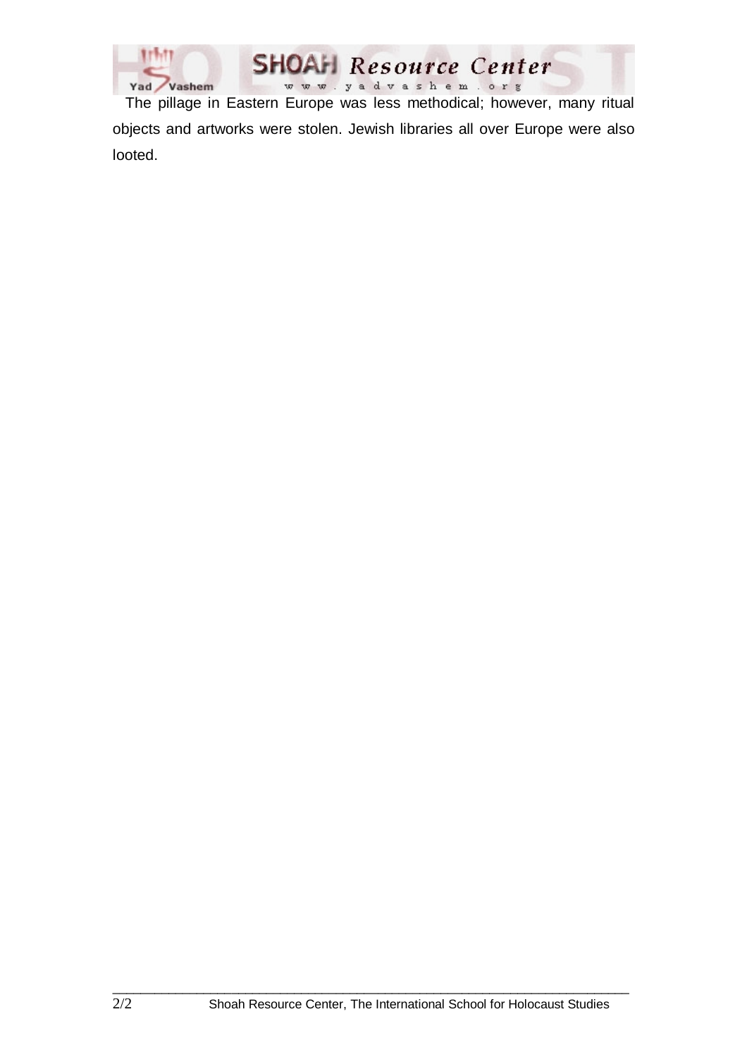The pillage in Eastern Europe was less methodical; however, many ritual objects and artworks were stolen. Jewish libraries all over Europe were also looted.